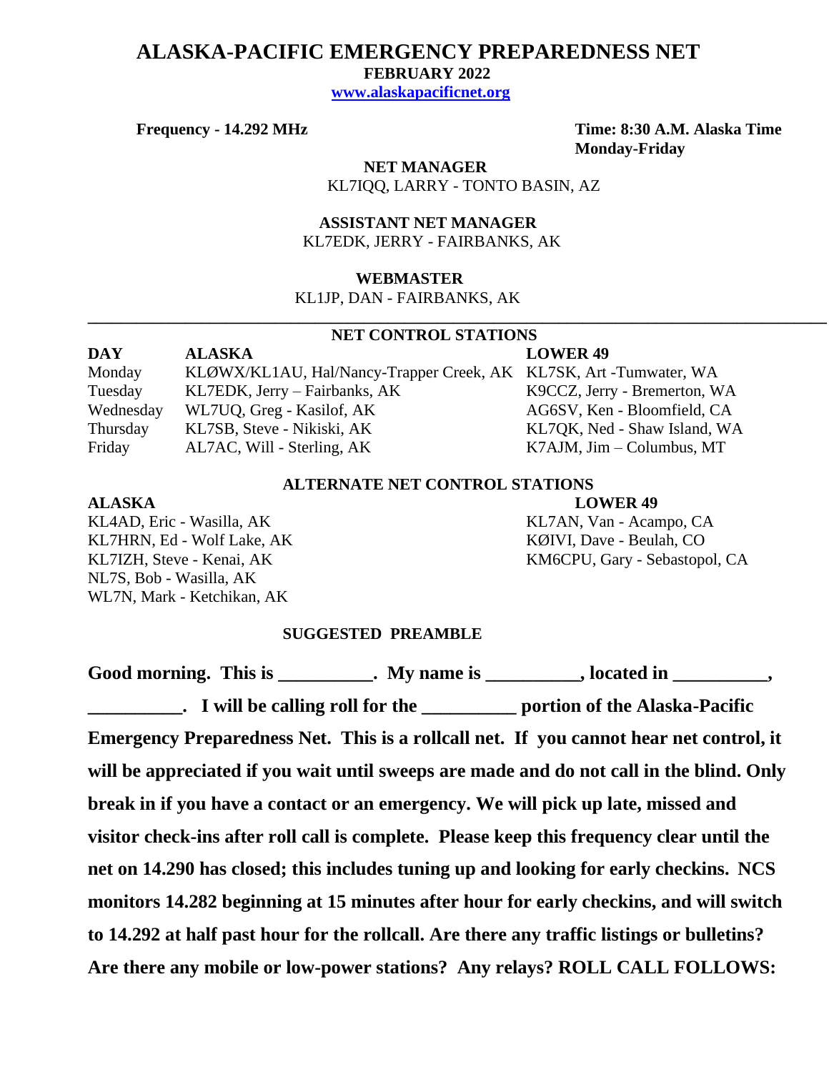# ALASKA-PACIFIC EMERGENCY PREPAREDNESS NET

**FEBRUARY 2022**

**www.alaskapacificnet.org**

**Frequency - 14.292 MHz**

**Time: 8:30 A.M. Alaska Time**
**Monday-Friday**

**NET MANAGER**
KL7IQQ, LARRY - TONTO BASIN, AZ

**ASSISTANT NET MANAGER**
KL7EDK, JERRY - FAIRBANKS, AK

**WEBMASTER**
KL1JP, DAN - FAIRBANKS, AK

---

## NET CONTROL STATIONS

| DAY | ALASKA | LOWER 49 |
|---|---|---|
| Monday | KLØWX/KL1AU, Hal/Nancy-Trapper Creek, AK | KL7SK, Art -Tumwater, WA |
| Tuesday | KL7EDK, Jerry – Fairbanks, AK | K9CCZ, Jerry - Bremerton, WA |
| Wednesday | WL7UQ, Greg - Kasilof, AK | AG6SV, Ken - Bloomfield, CA |
| Thursday | KL7SB, Steve - Nikiski, AK | KL7QK, Ned - Shaw Island, WA |
| Friday | AL7AC, Will - Sterling, AK | K7AJM, Jim – Columbus, MT |

## ALTERNATE NET CONTROL STATIONS

| ALASKA | LOWER 49 |
|---|---|
| KL4AD, Eric - Wasilla, AK | KL7AN, Van - Acampo, CA |
| KL7HRN, Ed - Wolf Lake, AK | KØIVI, Dave - Beulah, CO |
| KL7IZH, Steve - Kenai, AK | KM6CPU, Gary - Sebastopol, CA |
| NL7S, Bob - Wasilla, AK | |
| WL7N, Mark - Ketchikan, AK | |

## SUGGESTED PREAMBLE

**Good morning. This is __________. My name is __________, located in __________, __________. I will be calling roll for the __________ portion of the Alaska-Pacific Emergency Preparedness Net. This is a rollcall net. If you cannot hear net control, it will be appreciated if you wait until sweeps are made and do not call in the blind. Only break in if you have a contact or an emergency. We will pick up late, missed and visitor check-ins after roll call is complete. Please keep this frequency clear until the net on 14.290 has closed; this includes tuning up and looking for early checkins. NCS monitors 14.282 beginning at 15 minutes after hour for early checkins, and will switch to 14.292 at half past hour for the rollcall. Are there any traffic listings or bulletins? Are there any mobile or low-power stations? Any relays? ROLL CALL FOLLOWS:**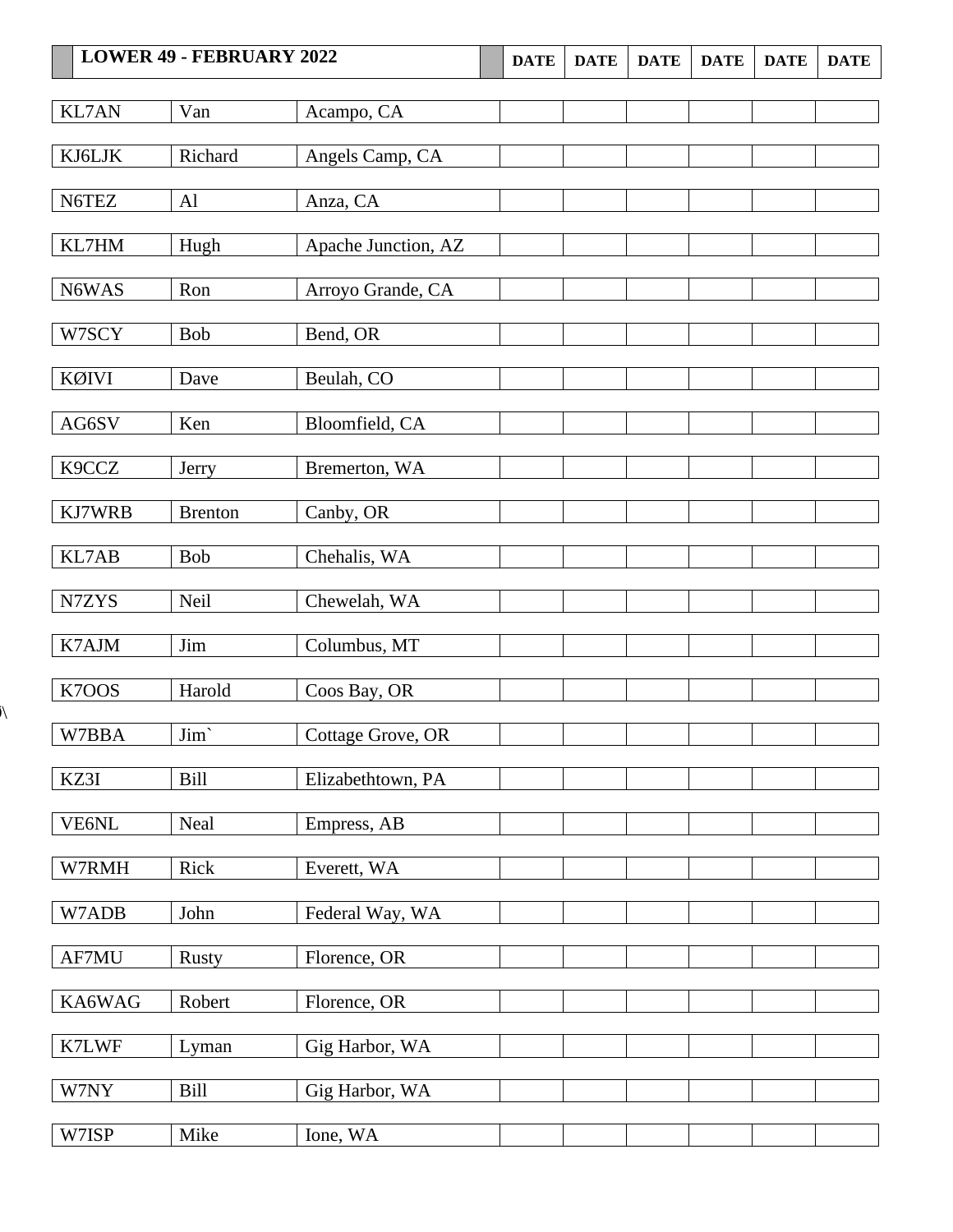| LOWER 49 - FEBRUARY 2022 | | | DATE | DATE | DATE | DATE | DATE | DATE |
|---|---|---|---|---|---|---|---|---|
| KL7AN | Van | Acampo, CA | | | | | | |
| KJ6LJK | Richard | Angels Camp, CA | | | | | | |
| N6TEZ | Al | Anza, CA | | | | | | |
| KL7HM | Hugh | Apache Junction, AZ | | | | | | |
| N6WAS | Ron | Arroyo Grande, CA | | | | | | |
| W7SCY | Bob | Bend, OR | | | | | | |
| KØIVI | Dave | Beulah, CO | | | | | | |
| AG6SV | Ken | Bloomfield, CA | | | | | | |
| K9CCZ | Jerry | Bremerton, WA | | | | | | |
| KJ7WRB | Brenton | Canby, OR | | | | | | |
| KL7AB | Bob | Chehalis, WA | | | | | | |
| N7ZYS | Neil | Chewelah, WA | | | | | | |
| K7AJM | Jim | Columbus, MT | | | | | | |
| K7OOS | Harold | Coos Bay, OR | | | | | | |
| W7BBA | Jim` | Cottage Grove, OR | | | | | | |
| KZ3I | Bill | Elizabethtown, PA | | | | | | |
| VE6NL | Neal | Empress, AB | | | | | | |
| W7RMH | Rick | Everett, WA | | | | | | |
| W7ADB | John | Federal Way, WA | | | | | | |
| AF7MU | Rusty | Florence, OR | | | | | | |
| KA6WAG | Robert | Florence, OR | | | | | | |
| K7LWF | Lyman | Gig Harbor, WA | | | | | | |
| W7NY | Bill | Gig Harbor, WA | | | | | | |
| W7ISP | Mike | Ione, WA | | | | | | |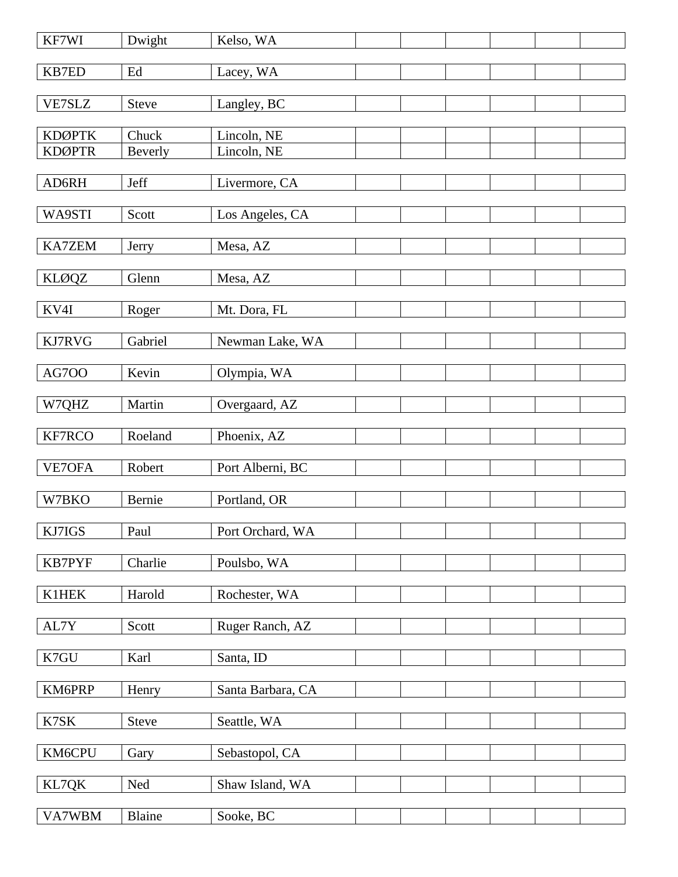| | | | | | | | |
|---|---|---|---|---|---|---|---|
| KF7WI | Dwight | Kelso, WA | | | | | |
| KB7ED | Ed | Lacey, WA | | | | | |
| VE7SLZ | Steve | Langley, BC | | | | | |
| KDØPTK | Chuck | Lincoln, NE | | | | | |
| KDØPTR | Beverly | Lincoln, NE | | | | | |
| AD6RH | Jeff | Livermore, CA | | | | | |
| WA9STI | Scott | Los Angeles, CA | | | | | |
| KA7ZEM | Jerry | Mesa, AZ | | | | | |
| KLØQZ | Glenn | Mesa, AZ | | | | | |
| KV4I | Roger | Mt. Dora, FL | | | | | |
| KJ7RVG | Gabriel | Newman Lake, WA | | | | | |
| AG7OO | Kevin | Olympia, WA | | | | | |
| W7QHZ | Martin | Overgaard, AZ | | | | | |
| KF7RCO | Roeland | Phoenix, AZ | | | | | |
| VE7OFA | Robert | Port Alberni, BC | | | | | |
| W7BKO | Bernie | Portland, OR | | | | | |
| KJ7IGS | Paul | Port Orchard, WA | | | | | |
| KB7PYF | Charlie | Poulsbo, WA | | | | | |
| K1HEK | Harold | Rochester, WA | | | | | |
| AL7Y | Scott | Ruger Ranch, AZ | | | | | |
| K7GU | Karl | Santa, ID | | | | | |
| KM6PRP | Henry | Santa Barbara, CA | | | | | |
| K7SK | Steve | Seattle, WA | | | | | |
| KM6CPU | Gary | Sebastopol, CA | | | | | |
| KL7QK | Ned | Shaw Island, WA | | | | | |
| VA7WBM | Blaine | Sooke, BC | | | | | |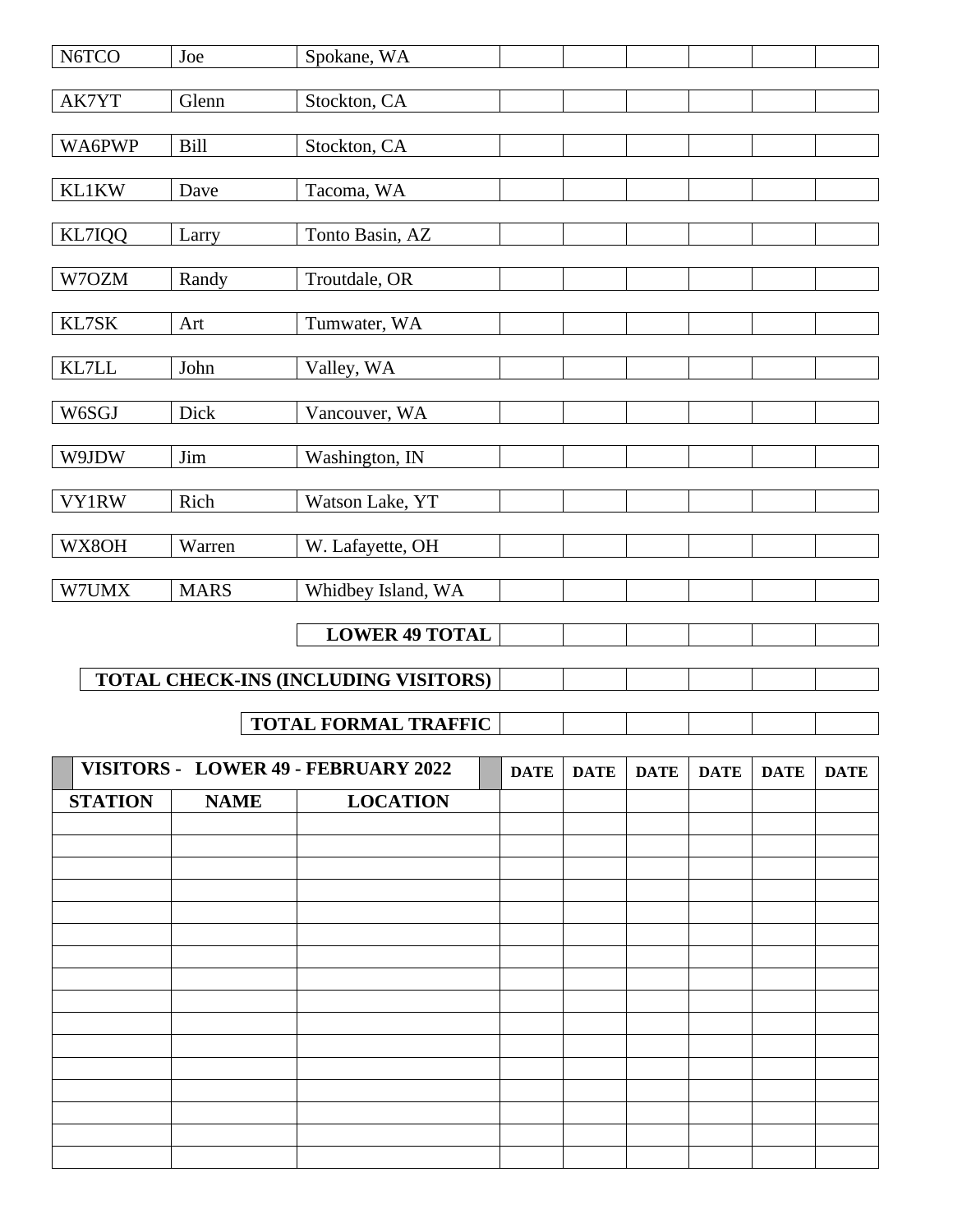| | | | | | | | | |
|---|---|---|---|---|---|---|---|---|
| N6TCO | Joe | Spokane, WA | | | | | | |
| AK7YT | Glenn | Stockton, CA | | | | | | |
| WA6PWP | Bill | Stockton, CA | | | | | | |
| KL1KW | Dave | Tacoma, WA | | | | | | |
| KL7IQQ | Larry | Tonto Basin, AZ | | | | | | |
| W7OZM | Randy | Troutdale, OR | | | | | | |
| KL7SK | Art | Tumwater, WA | | | | | | |
| KL7LL | John | Valley, WA | | | | | | |
| W6SGJ | Dick | Vancouver, WA | | | | | | |
| W9JDW | Jim | Washington, IN | | | | | | |
| VY1RW | Rich | Watson Lake, YT | | | | | | |
| WX8OH | Warren | W. Lafayette, OH | | | | | | |
| W7UMX | MARS | Whidbey Island, WA | | | | | | |
| | | **LOWER 49 TOTAL** | | | | | | |
| | | **TOTAL CHECK-INS (INCLUDING VISITORS)** | | | | | | |
| | | **TOTAL FORMAL TRAFFIC** | | | | | | |

| **VISITORS - LOWER 49 - FEBRUARY 2022** | | | **DATE** | **DATE** | **DATE** | **DATE** | **DATE** | **DATE** |
|---|---|---|---|---|---|---|---|---|
| **STATION** | **NAME** | **LOCATION** | | | | | | |
| | | | | | | | | |
| | | | | | | | | |
| | | | | | | | | |
| | | | | | | | | |
| | | | | | | | | |
| | | | | | | | | |
| | | | | | | | | |
| | | | | | | | | |
| | | | | | | | | |
| | | | | | | | | |
| | | | | | | | | |
| | | | | | | | | |
| | | | | | | | | |
| | | | | | | | | |
| | | | | | | | | |
| | | | | | | | | |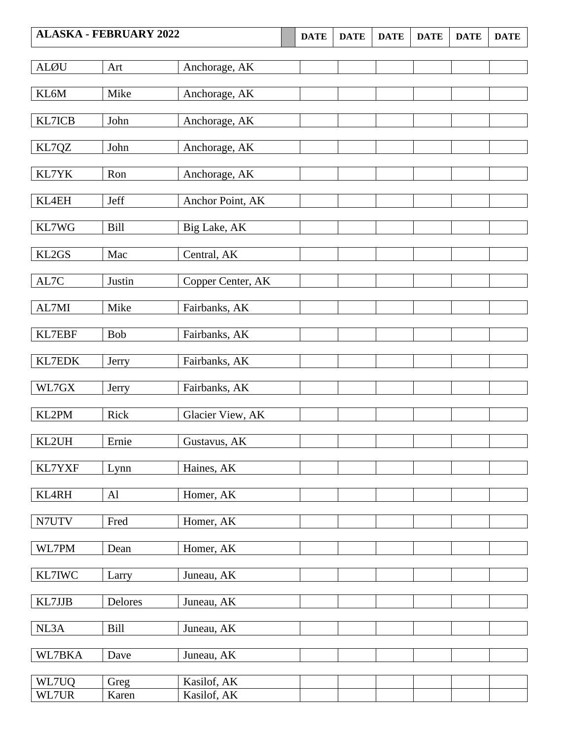| ALASKA - FEBRUARY 2022 | | | | DATE | DATE | DATE | DATE | DATE | DATE |
|---|---|---|---|---|---|---|---|---|---|
| ALØU | Art | Anchorage, AK | | | | | | | |
| KL6M | Mike | Anchorage, AK | | | | | | | |
| KL7ICB | John | Anchorage, AK | | | | | | | |
| KL7QZ | John | Anchorage, AK | | | | | | | |
| KL7YK | Ron | Anchorage, AK | | | | | | | |
| KL4EH | Jeff | Anchor Point, AK | | | | | | | |
| KL7WG | Bill | Big Lake, AK | | | | | | | |
| KL2GS | Mac | Central, AK | | | | | | | |
| AL7C | Justin | Copper Center, AK | | | | | | | |
| AL7MI | Mike | Fairbanks, AK | | | | | | | |
| KL7EBF | Bob | Fairbanks, AK | | | | | | | |
| KL7EDK | Jerry | Fairbanks, AK | | | | | | | |
| WL7GX | Jerry | Fairbanks, AK | | | | | | | |
| KL2PM | Rick | Glacier View, AK | | | | | | | |
| KL2UH | Ernie | Gustavus, AK | | | | | | | |
| KL7YXF | Lynn | Haines, AK | | | | | | | |
| KL4RH | Al | Homer, AK | | | | | | | |
| N7UTV | Fred | Homer, AK | | | | | | | |
| WL7PM | Dean | Homer, AK | | | | | | | |
| KL7IWC | Larry | Juneau, AK | | | | | | | |
| KL7JJB | Delores | Juneau, AK | | | | | | | |
| NL3A | Bill | Juneau, AK | | | | | | | |
| WL7BKA | Dave | Juneau, AK | | | | | | | |
| WL7UQ | Greg | Kasilof, AK | | | | | | | |
| WL7UR | Karen | Kasilof, AK | | | | | | | |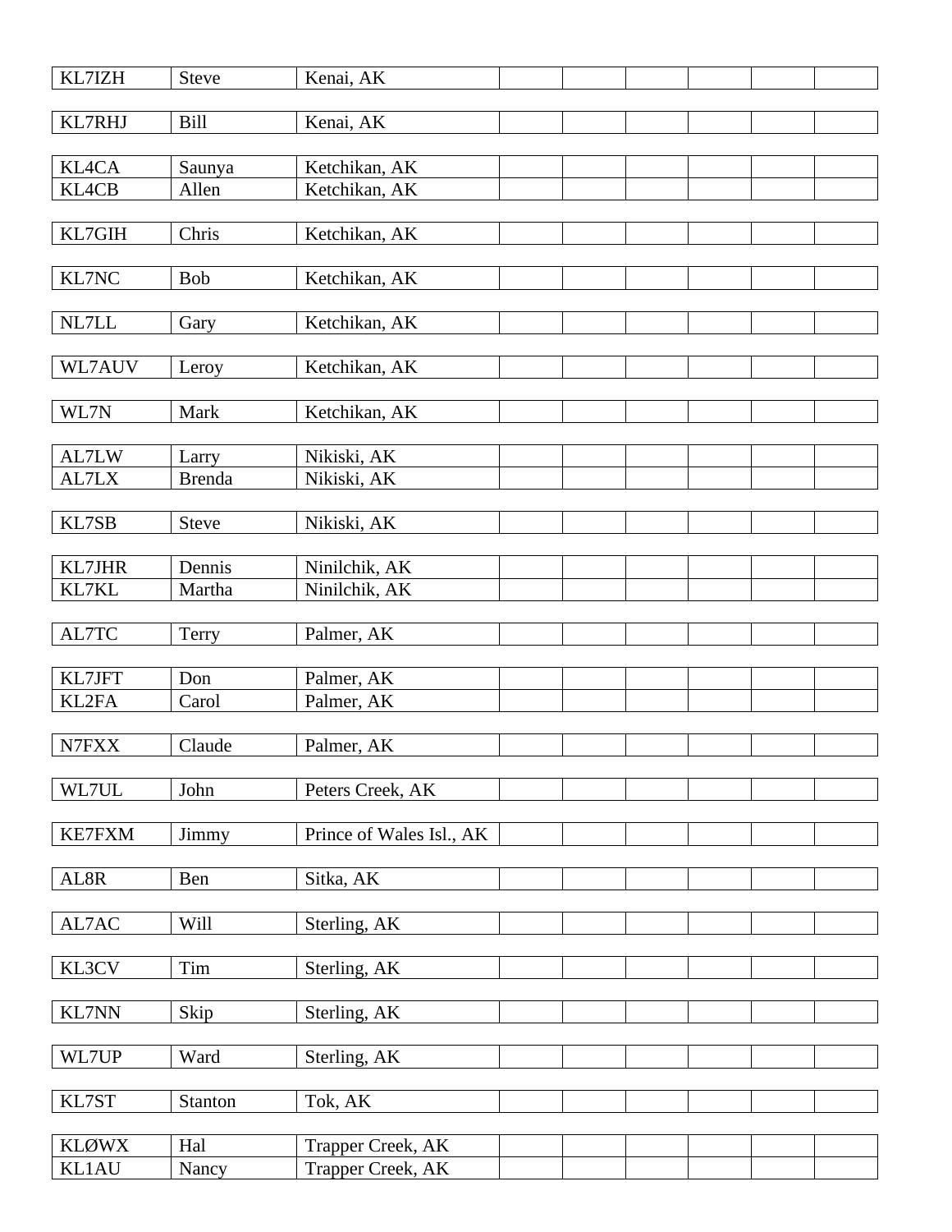| | | | | | | | |
|---|---|---|---|---|---|---|---|
| KL7IZH | Steve | Kenai, AK | | | | | |
| KL7RHJ | Bill | Kenai, AK | | | | | |
| KL4CA | Saunya | Ketchikan, AK | | | | | |
| KL4CB | Allen | Ketchikan, AK | | | | | |
| KL7GIH | Chris | Ketchikan, AK | | | | | |
| KL7NC | Bob | Ketchikan, AK | | | | | |
| NL7LL | Gary | Ketchikan, AK | | | | | |
| WL7AUV | Leroy | Ketchikan, AK | | | | | |
| WL7N | Mark | Ketchikan, AK | | | | | |
| AL7LW | Larry | Nikiski, AK | | | | | |
| AL7LX | Brenda | Nikiski, AK | | | | | |
| KL7SB | Steve | Nikiski, AK | | | | | |
| KL7JHR | Dennis | Ninilchik, AK | | | | | |
| KL7KL | Martha | Ninilchik, AK | | | | | |
| AL7TC | Terry | Palmer, AK | | | | | |
| KL7JFT | Don | Palmer, AK | | | | | |
| KL2FA | Carol | Palmer, AK | | | | | |
| N7FXX | Claude | Palmer, AK | | | | | |
| WL7UL | John | Peters Creek, AK | | | | | |
| KE7FXM | Jimmy | Prince of Wales Isl., AK | | | | | |
| AL8R | Ben | Sitka, AK | | | | | |
| AL7AC | Will | Sterling, AK | | | | | |
| KL3CV | Tim | Sterling, AK | | | | | |
| KL7NN | Skip | Sterling, AK | | | | | |
| WL7UP | Ward | Sterling, AK | | | | | |
| KL7ST | Stanton | Tok, AK | | | | | |
| KLØWX | Hal | Trapper Creek, AK | | | | | |
| KL1AU | Nancy | Trapper Creek, AK | | | | | |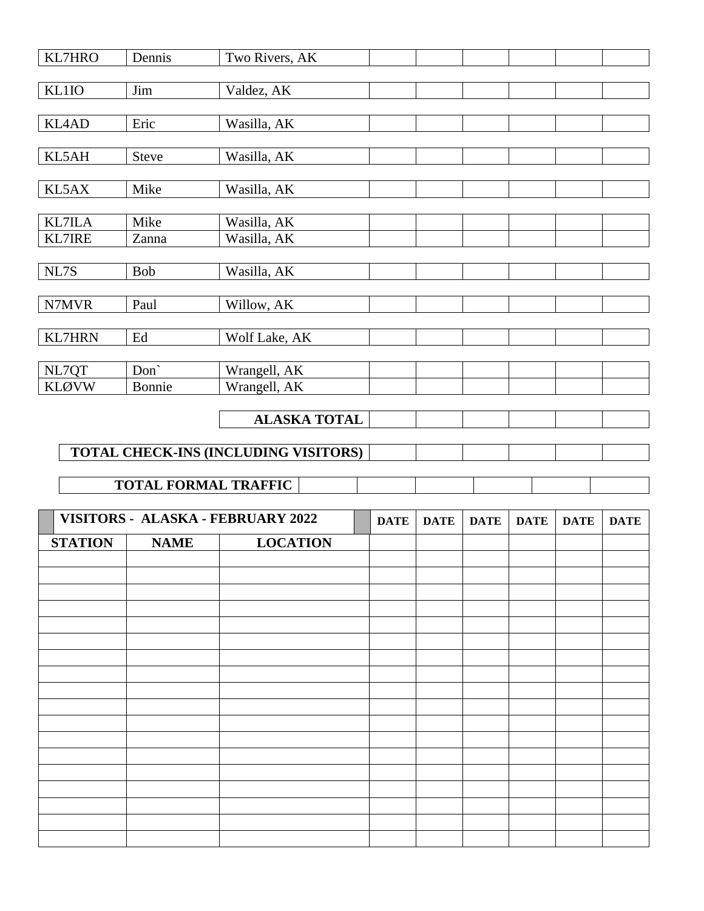| | | | | | | | | |
|---|---|---|---|---|---|---|---|---|
| KL7HRO | Dennis | Two Rivers, AK | | | | | | |
| KL1IO | Jim | Valdez, AK | | | | | | |
| KL4AD | Eric | Wasilla, AK | | | | | | |
| KL5AH | Steve | Wasilla, AK | | | | | | |
| KL5AX | Mike | Wasilla, AK | | | | | | |
| KL7ILA | Mike | Wasilla, AK | | | | | | |
| KL7IRE | Zanna | Wasilla, AK | | | | | | |
| NL7S | Bob | Wasilla, AK | | | | | | |
| N7MVR | Paul | Willow, AK | | | | | | |
| KL7HRN | Ed | Wolf Lake, AK | | | | | | |
| NL7QT | Don` | Wrangell, AK | | | | | | |
| KLØVW | Bonnie | Wrangell, AK | | | | | | |
| | | **ALASKA TOTAL** | | | | | | |
| | | **TOTAL CHECK-INS (INCLUDING VISITORS)** | | | | | | |
| | | **TOTAL FORMAL TRAFFIC** | | | | | | |

| **VISITORS - ALASKA - FEBRUARY 2022** | | | **DATE** | **DATE** | **DATE** | **DATE** | **DATE** | **DATE** |
|---|---|---|---|---|---|---|---|---|
| **STATION** | **NAME** | **LOCATION** | | | | | | |
| | | | | | | | | |
| | | | | | | | | |
| | | | | | | | | |
| | | | | | | | | |
| | | | | | | | | |
| | | | | | | | | |
| | | | | | | | | |
| | | | | | | | | |
| | | | | | | | | |
| | | | | | | | | |
| | | | | | | | | |
| | | | | | | | | |
| | | | | | | | | |
| | | | | | | | | |
| | | | | | | | | |
| | | | | | | | | |
| | | | | | | | | |
| | | | | | | | | |